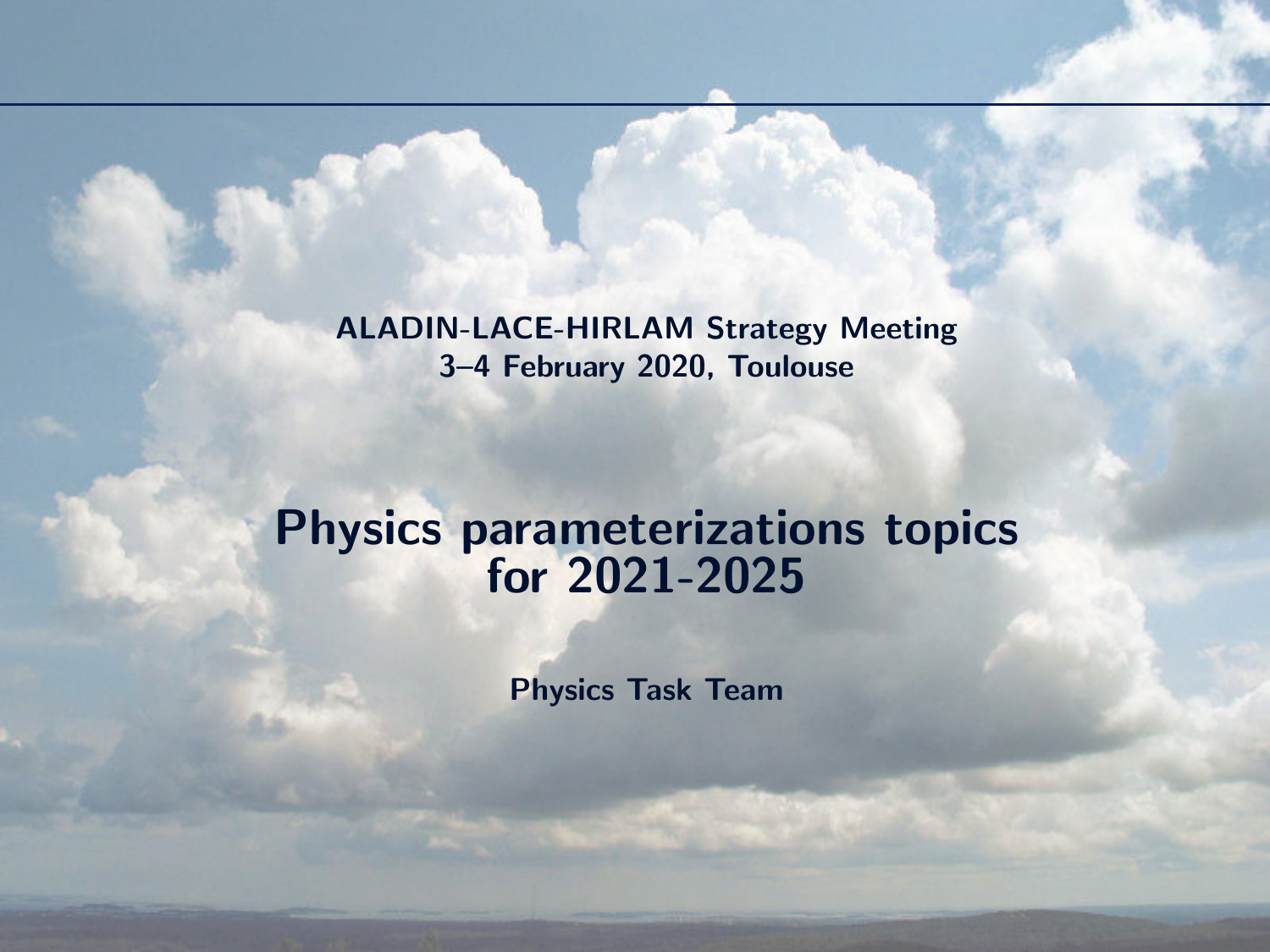ALADIN-LACE-HIRLAM Strategy Meeting
3–4 February 2020, Toulouse

# Physics parameterizations topics for 2021-2025

Physics Task Team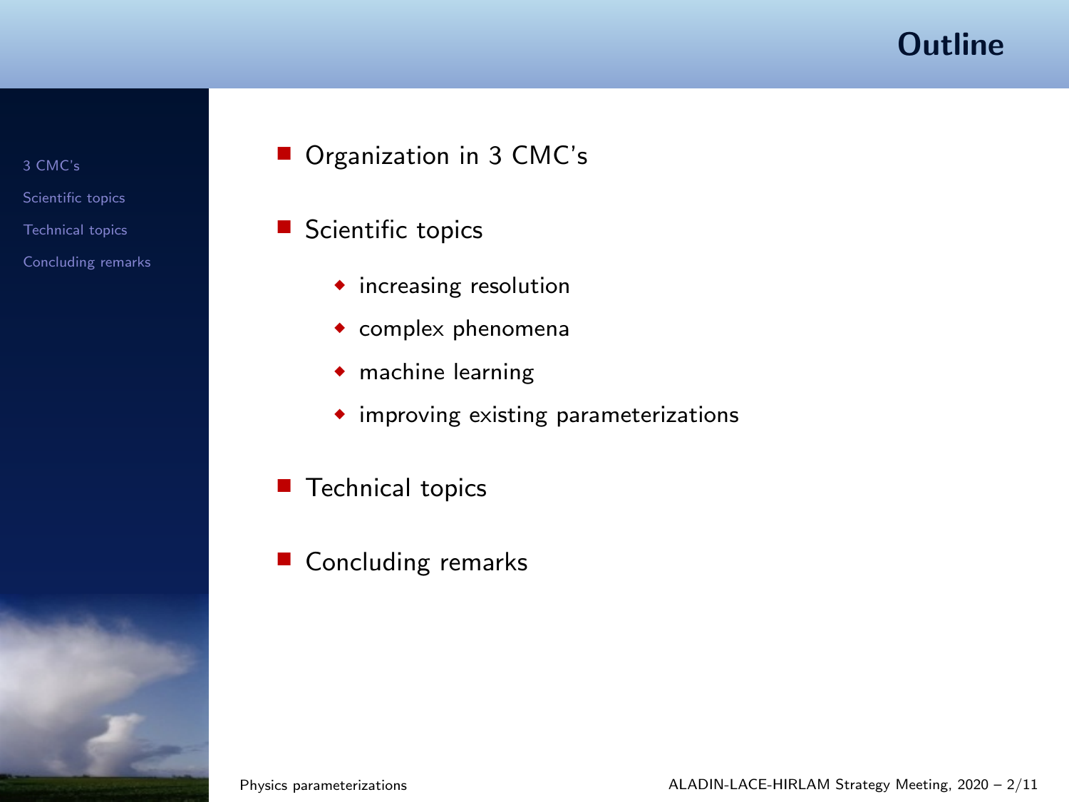# Outline

- Organization in 3 CMC's
- Scientific topics
  - increasing resolution
  - complex phenomena
  - machine learning
  - improving existing parameterizations
- Technical topics
- Concluding remarks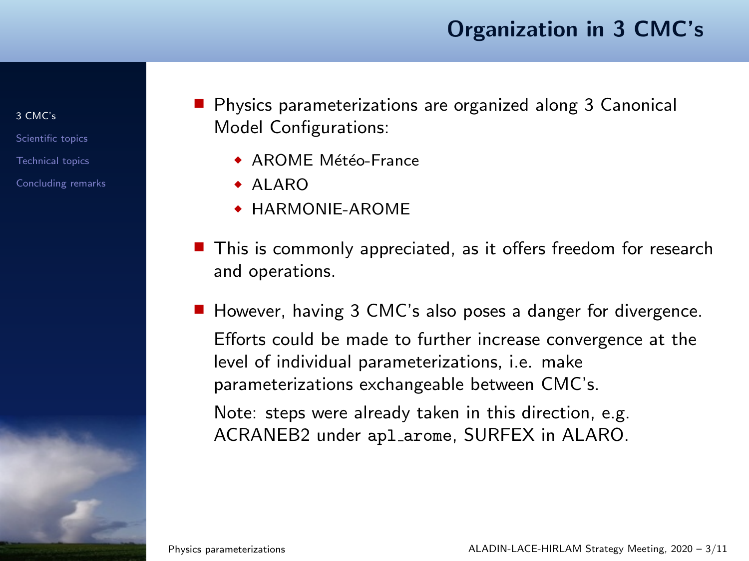# Organization in 3 CMC's

- Physics parameterizations are organized along 3 Canonical Model Configurations:
  - AROME Météo-France
  - ALARO
  - HARMONIE-AROME
- This is commonly appreciated, as it offers freedom for research and operations.
- However, having 3 CMC's also poses a danger for divergence.

  Efforts could be made to further increase convergence at the level of individual parameterizations, i.e. make parameterizations exchangeable between CMC's.

  Note: steps were already taken in this direction, e.g. ACRANEB2 under `apl_arome`, SURFEX in ALARO.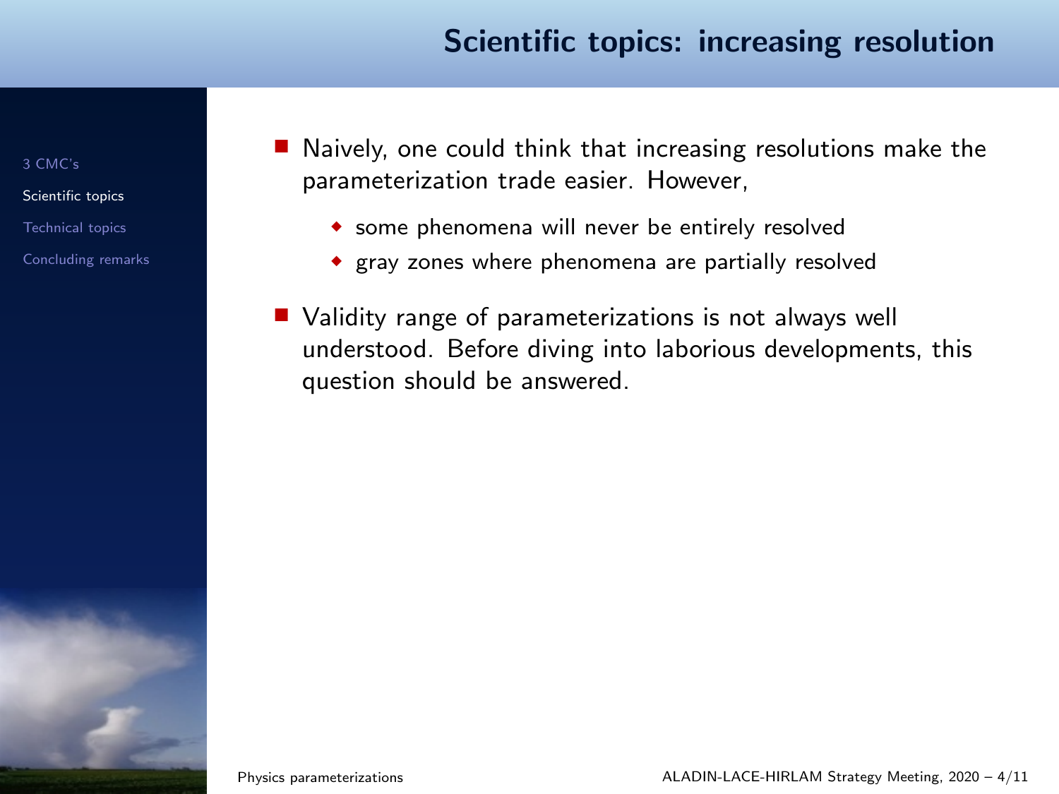# Scientific topics: increasing resolution

- Naively, one could think that increasing resolutions make the parameterization trade easier. However,
  - some phenomena will never be entirely resolved
  - gray zones where phenomena are partially resolved
- Validity range of parameterizations is not always well understood. Before diving into laborious developments, this question should be answered.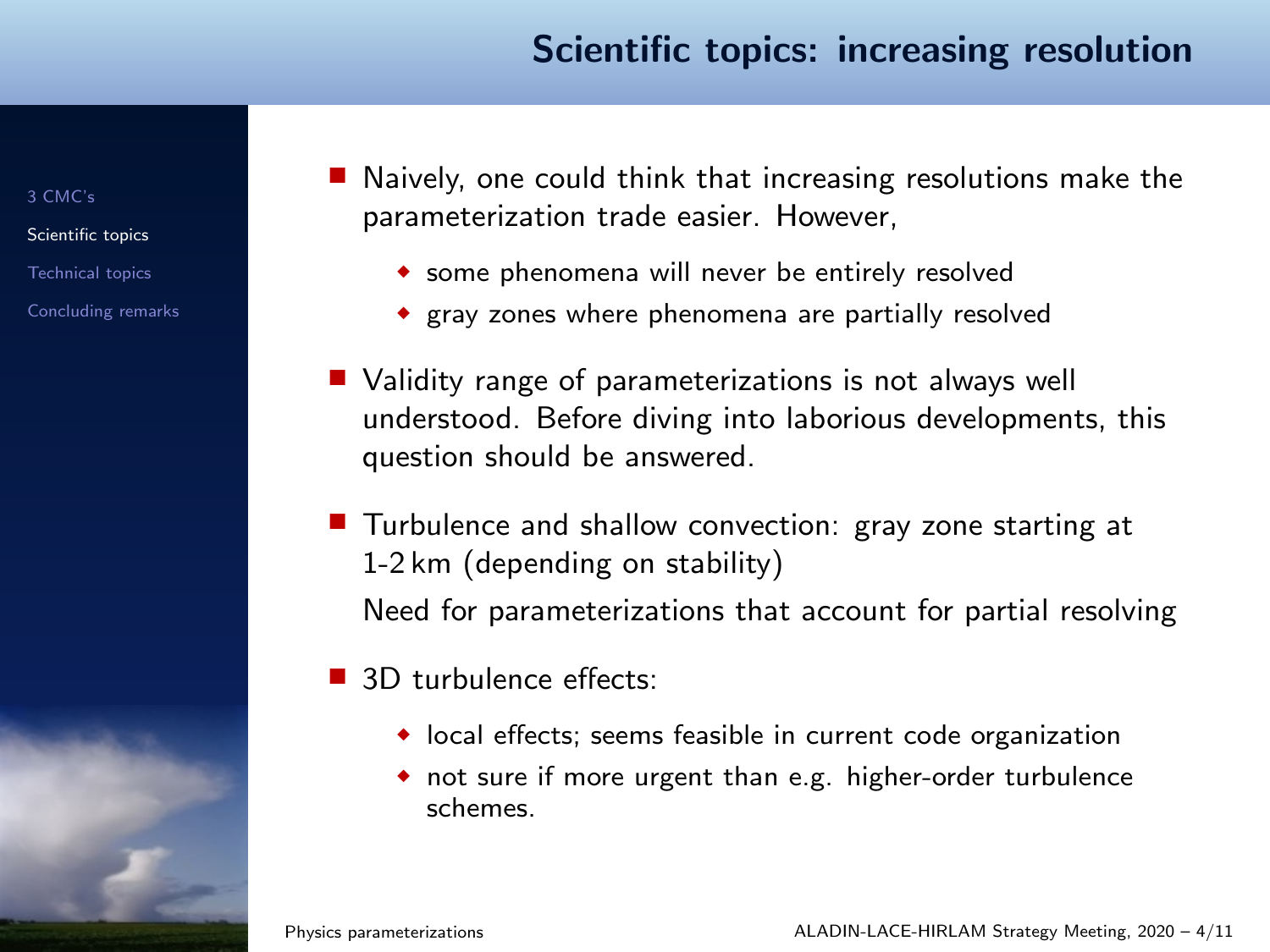## Scientific topics: increasing resolution

- Naively, one could think that increasing resolutions make the parameterization trade easier. However,
  - some phenomena will never be entirely resolved
  - gray zones where phenomena are partially resolved
- Validity range of parameterizations is not always well understood. Before diving into laborious developments, this question should be answered.
- Turbulence and shallow convection: gray zone starting at 1-2 km (depending on stability)

  Need for parameterizations that account for partial resolving
- 3D turbulence effects:
  - local effects; seems feasible in current code organization
  - not sure if more urgent than e.g. higher-order turbulence schemes.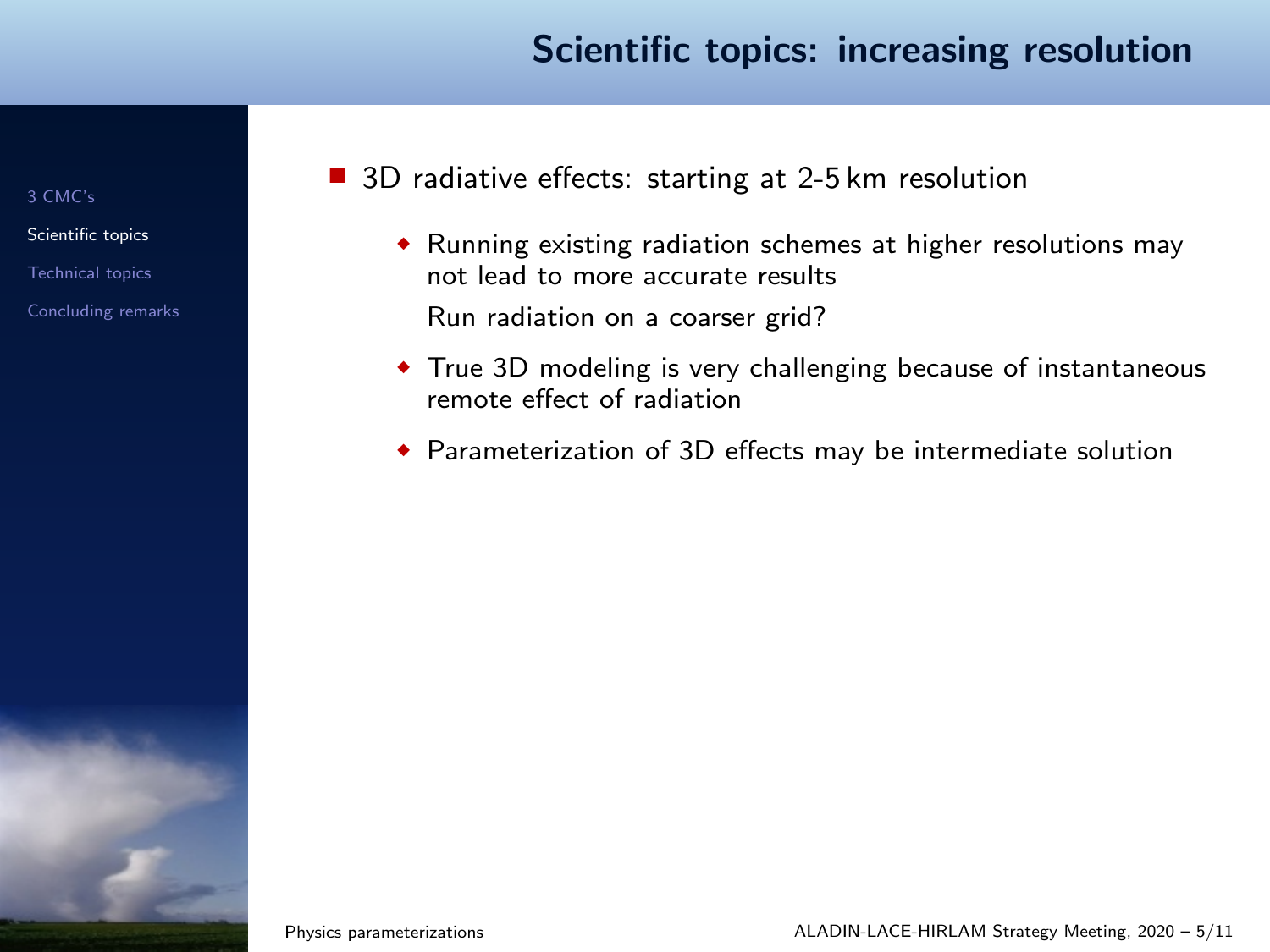# Scientific topics: increasing resolution

- 3D radiative effects: starting at 2-5 km resolution
  - Running existing radiation schemes at higher resolutions may not lead to more accurate results

    Run radiation on a coarser grid?
  - True 3D modeling is very challenging because of instantaneous remote effect of radiation
  - Parameterization of 3D effects may be intermediate solution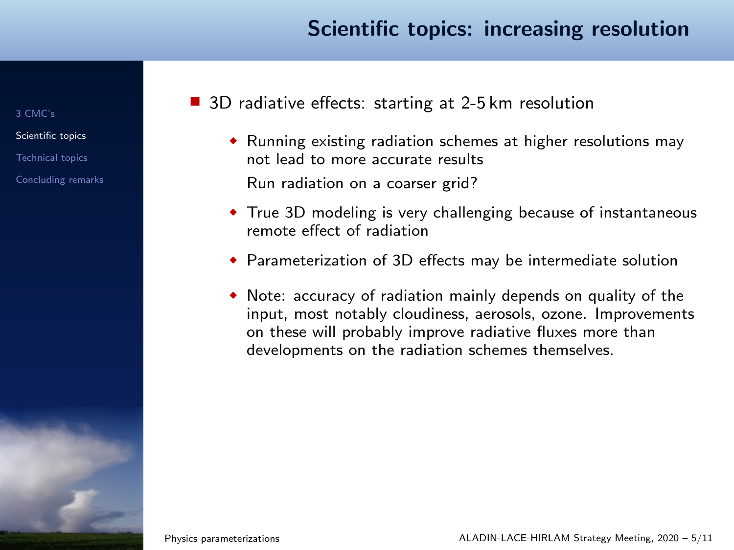# Scientific topics: increasing resolution

- 3D radiative effects: starting at 2-5 km resolution
  - Running existing radiation schemes at higher resolutions may not lead to more accurate results

    Run radiation on a coarser grid?
  - True 3D modeling is very challenging because of instantaneous remote effect of radiation
  - Parameterization of 3D effects may be intermediate solution
  - Note: accuracy of radiation mainly depends on quality of the input, most notably cloudiness, aerosols, ozone. Improvements on these will probably improve radiative fluxes more than developments on the radiation schemes themselves.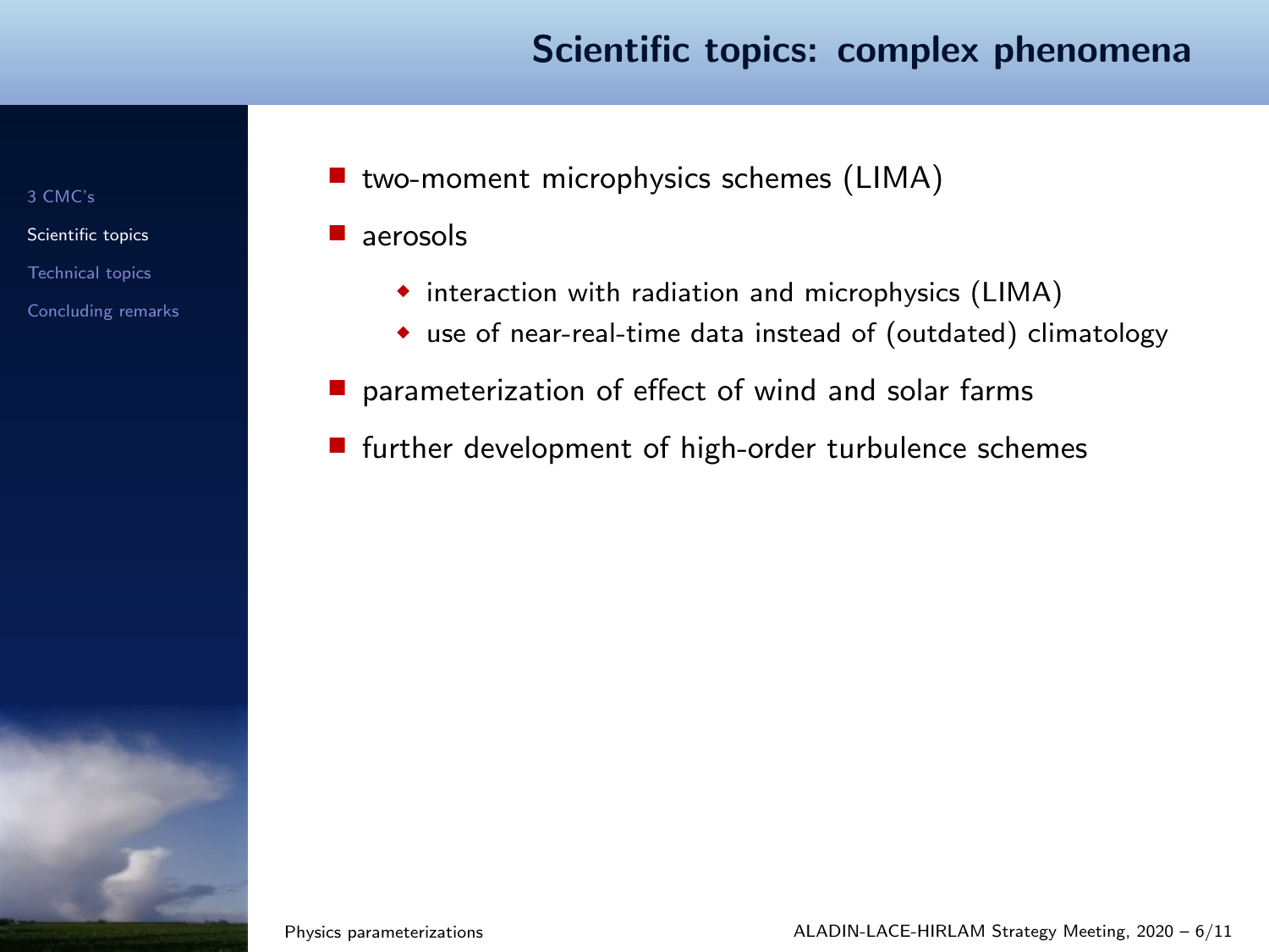# Scientific topics: complex phenomena

- two-moment microphysics schemes (LIMA)
- aerosols
  - interaction with radiation and microphysics (LIMA)
  - use of near-real-time data instead of (outdated) climatology
- parameterization of effect of wind and solar farms
- further development of high-order turbulence schemes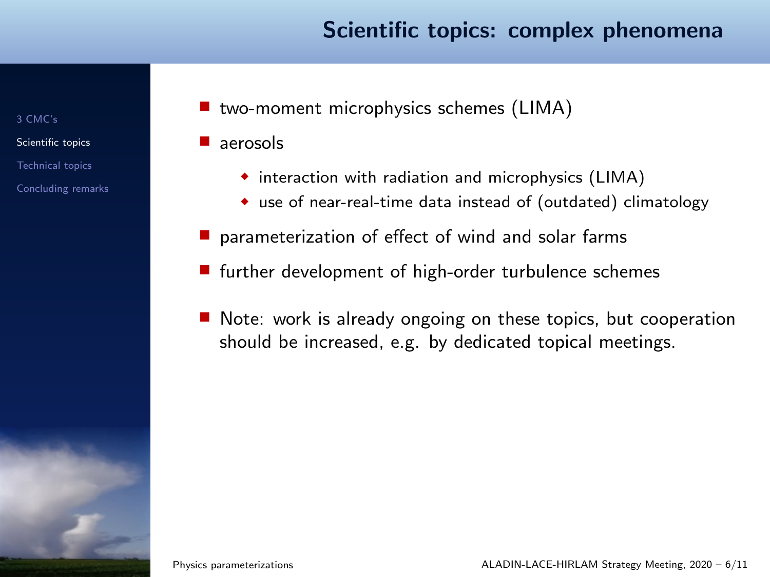# Scientific topics: complex phenomena

- two-moment microphysics schemes (LIMA)
- aerosols
  - interaction with radiation and microphysics (LIMA)
  - use of near-real-time data instead of (outdated) climatology
- parameterization of effect of wind and solar farms
- further development of high-order turbulence schemes
- Note: work is already ongoing on these topics, but cooperation should be increased, e.g. by dedicated topical meetings.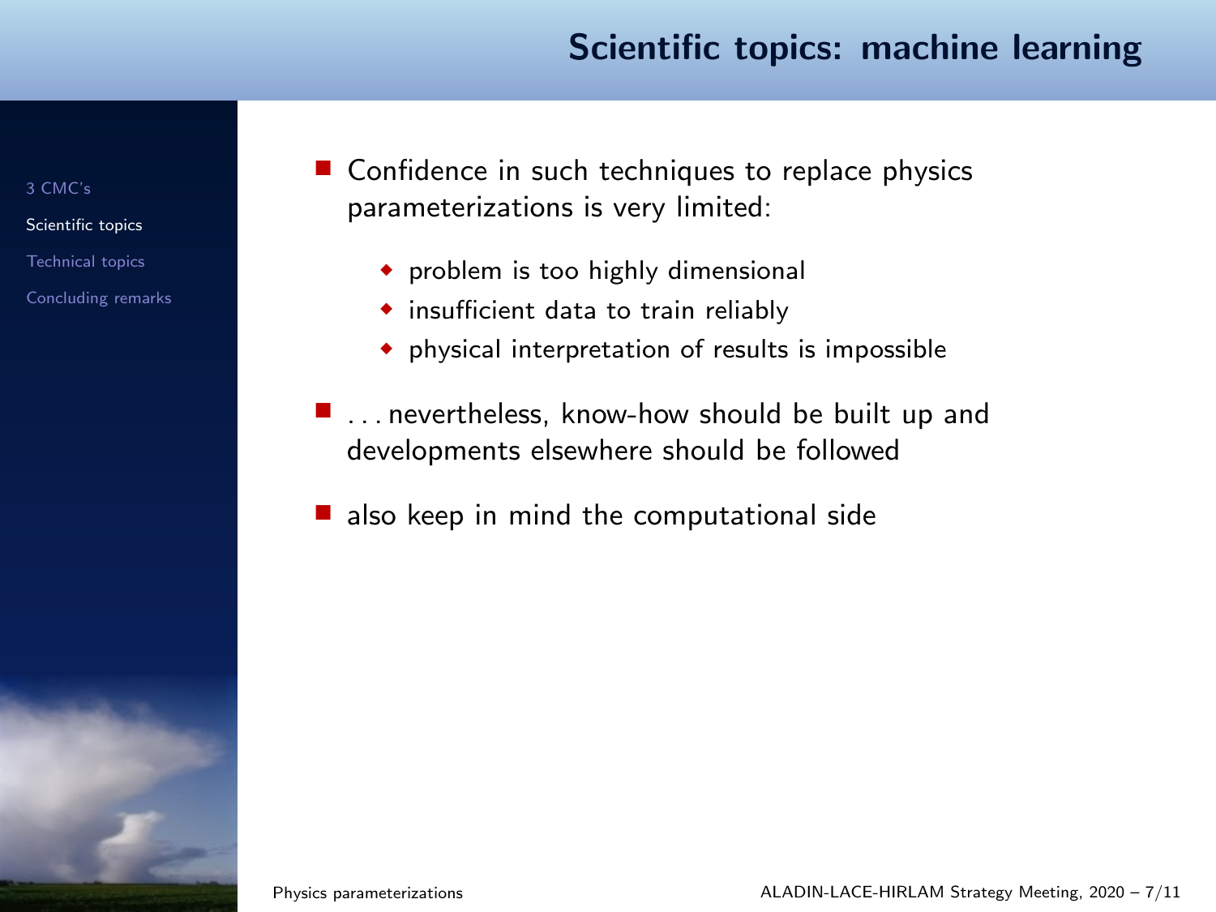# Scientific topics: machine learning

- Confidence in such techniques to replace physics parameterizations is very limited:
  - problem is too highly dimensional
  - insufficient data to train reliably
  - physical interpretation of results is impossible
- . . . nevertheless, know-how should be built up and developments elsewhere should be followed
- also keep in mind the computational side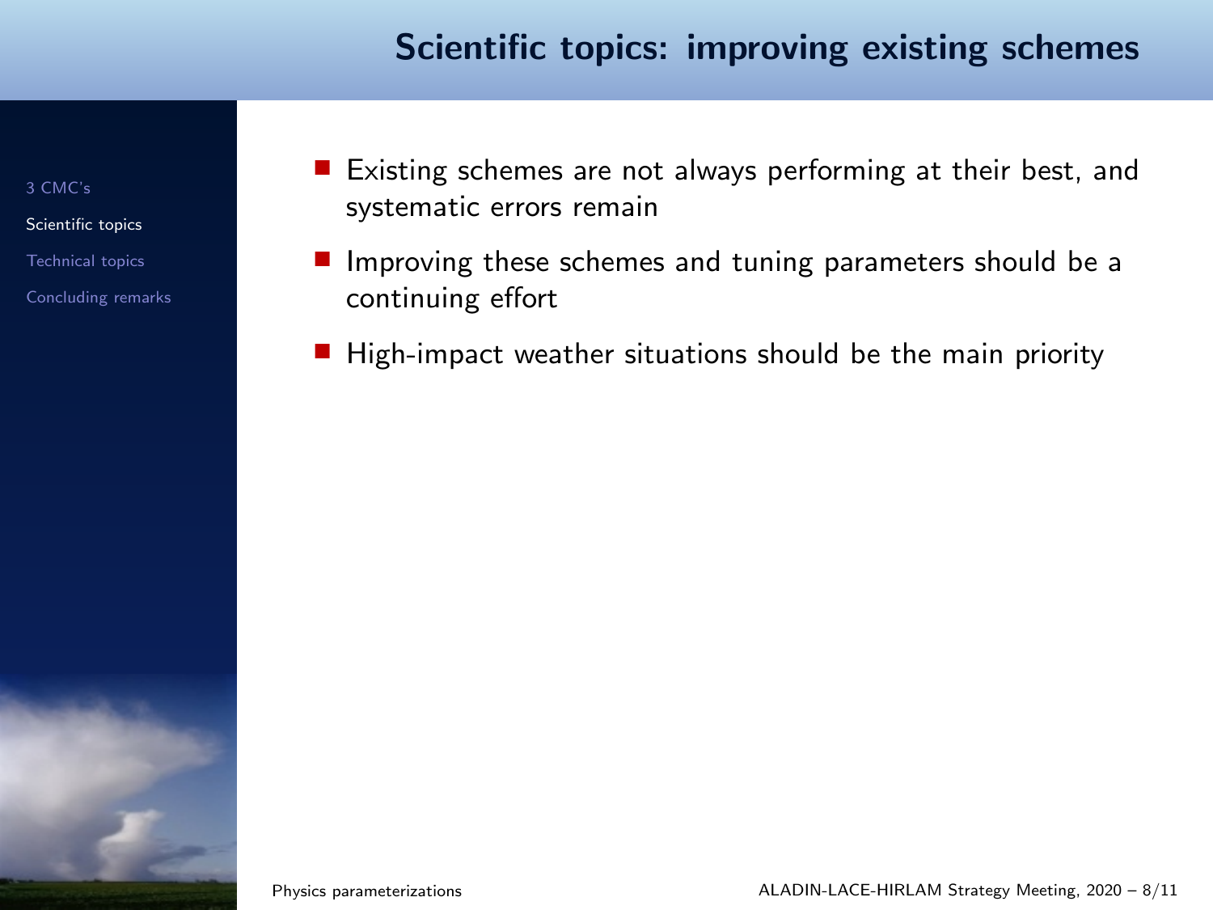# Scientific topics: improving existing schemes

- Existing schemes are not always performing at their best, and systematic errors remain
- Improving these schemes and tuning parameters should be a continuing effort
- High-impact weather situations should be the main priority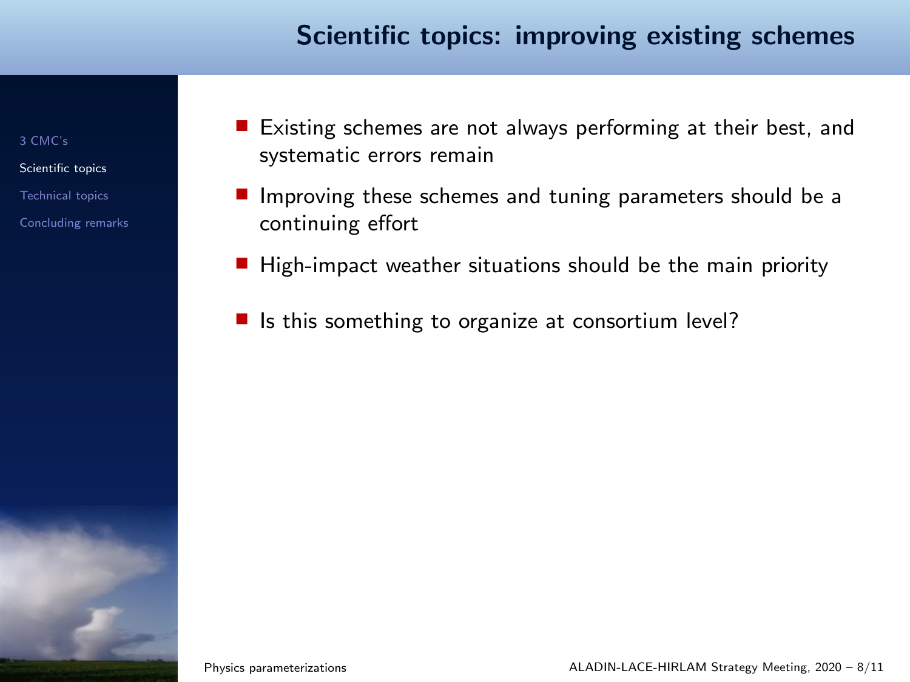# Scientific topics: improving existing schemes

- Existing schemes are not always performing at their best, and systematic errors remain
- Improving these schemes and tuning parameters should be a continuing effort
- High-impact weather situations should be the main priority
- Is this something to organize at consortium level?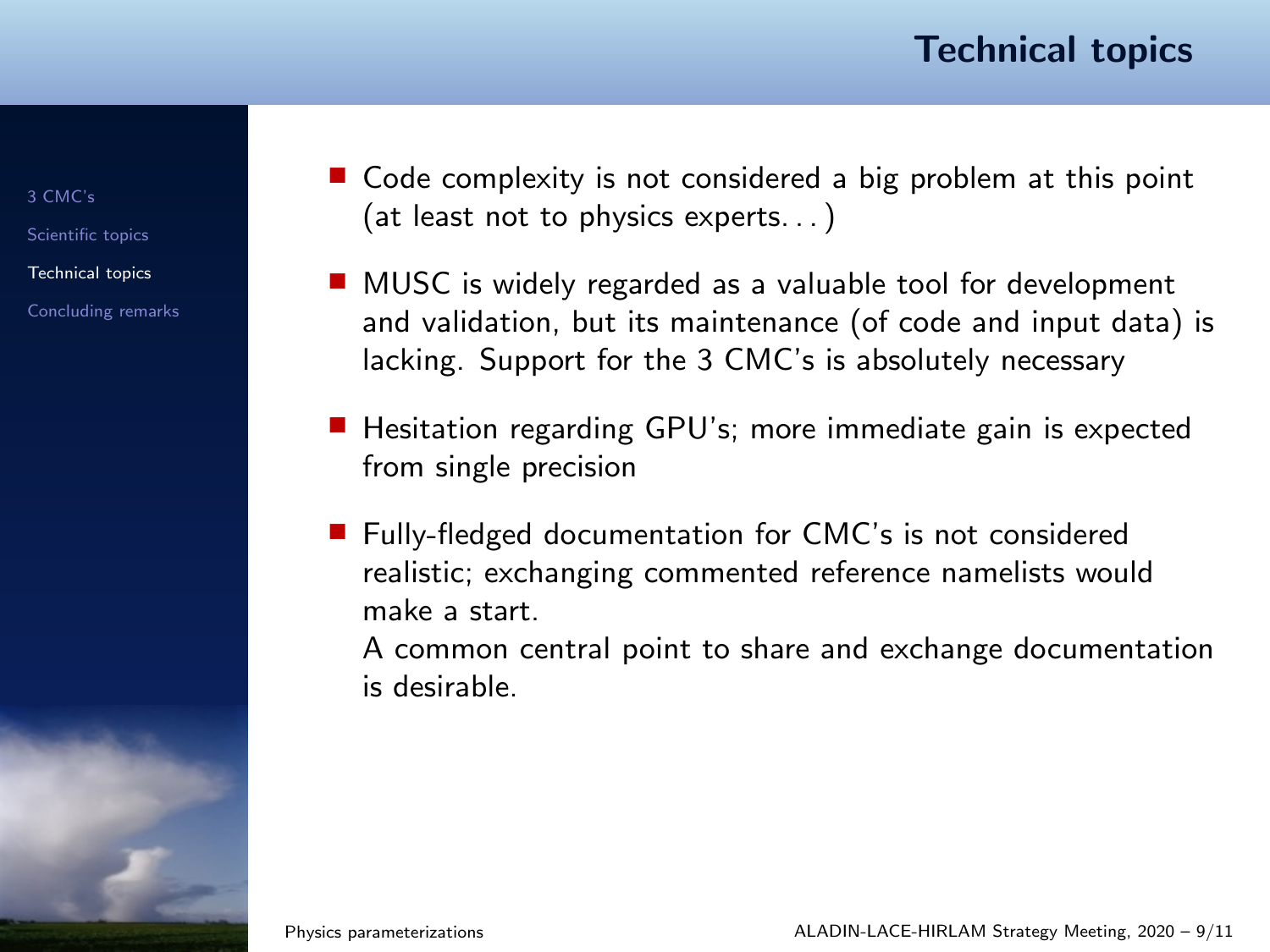# Technical topics

- Code complexity is not considered a big problem at this point (at least not to physics experts. . . )
- MUSC is widely regarded as a valuable tool for development and validation, but its maintenance (of code and input data) is lacking. Support for the 3 CMC's is absolutely necessary
- Hesitation regarding GPU's; more immediate gain is expected from single precision
- Fully-fledged documentation for CMC's is not considered realistic; exchanging commented reference namelists would make a start.

  A common central point to share and exchange documentation is desirable.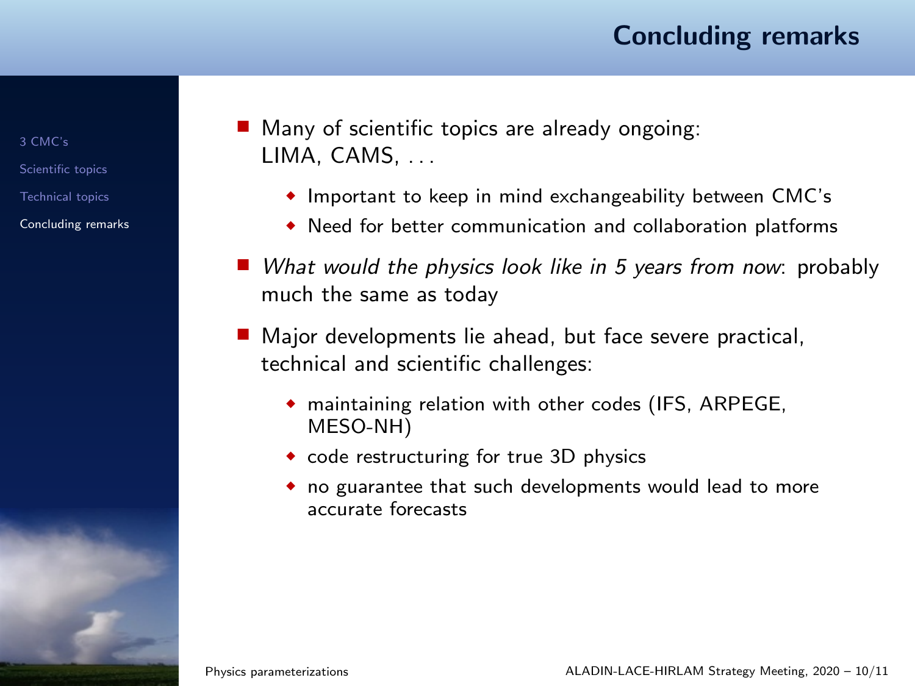# Concluding remarks

- Many of scientific topics are already ongoing: LIMA, CAMS, ...
  - Important to keep in mind exchangeability between CMC's
  - Need for better communication and collaboration platforms
- *What would the physics look like in 5 years from now*: probably much the same as today
- Major developments lie ahead, but face severe practical, technical and scientific challenges:
  - maintaining relation with other codes (IFS, ARPEGE, MESO-NH)
  - code restructuring for true 3D physics
  - no guarantee that such developments would lead to more accurate forecasts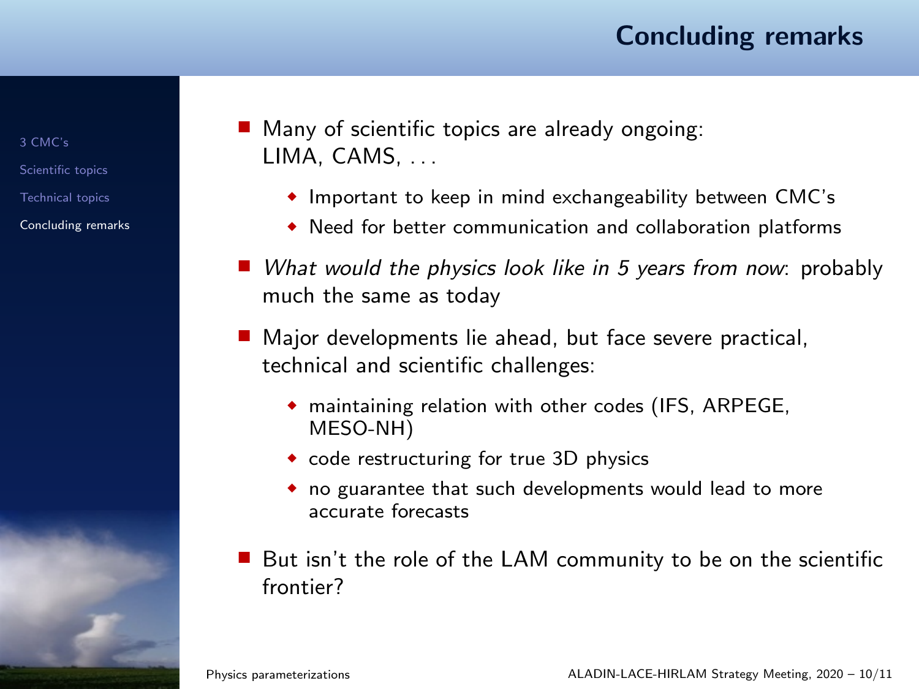# Concluding remarks

- Many of scientific topics are already ongoing: LIMA, CAMS, ...
  - Important to keep in mind exchangeability between CMC's
  - Need for better communication and collaboration platforms
- *What would the physics look like in 5 years from now*: probably much the same as today
- Major developments lie ahead, but face severe practical, technical and scientific challenges:
  - maintaining relation with other codes (IFS, ARPEGE, MESO-NH)
  - code restructuring for true 3D physics
  - no guarantee that such developments would lead to more accurate forecasts
- But isn't the role of the LAM community to be on the scientific frontier?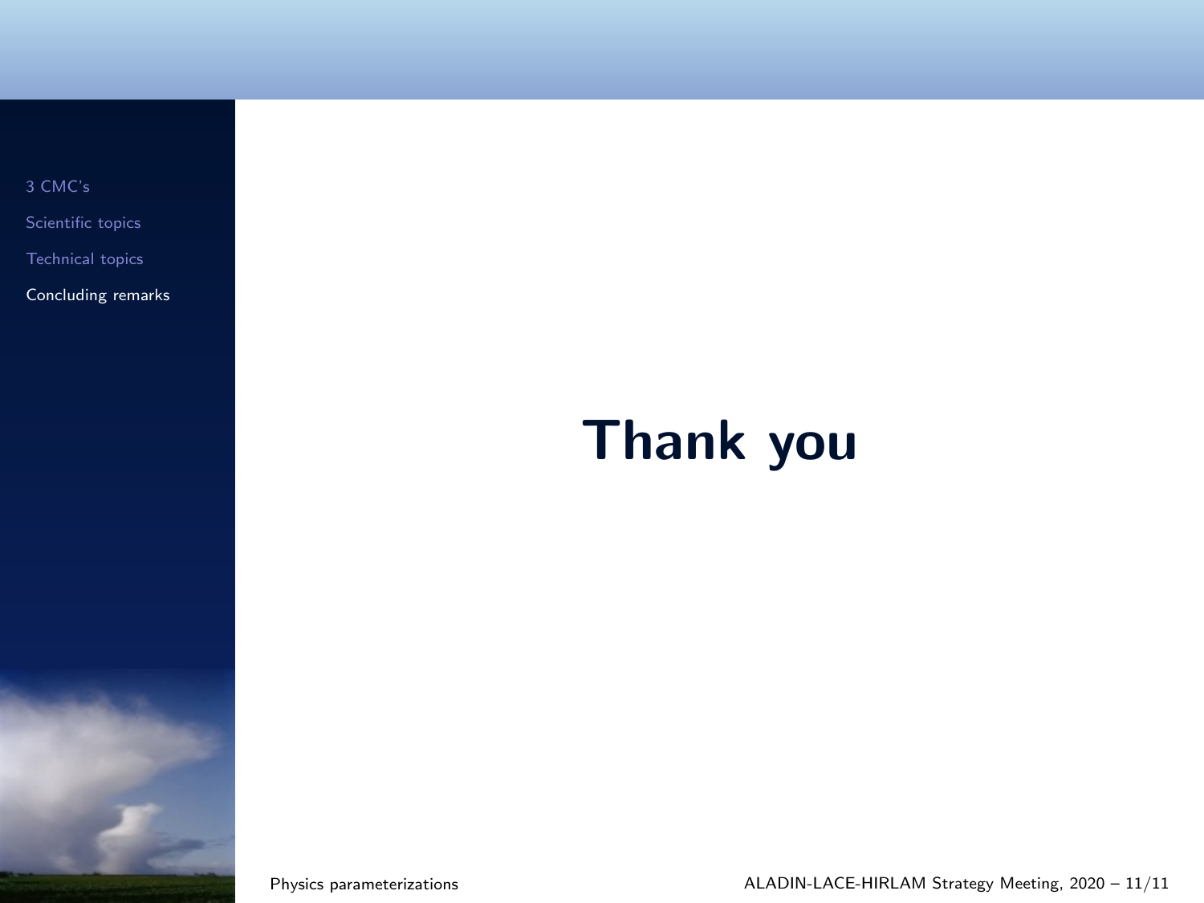# Thank you